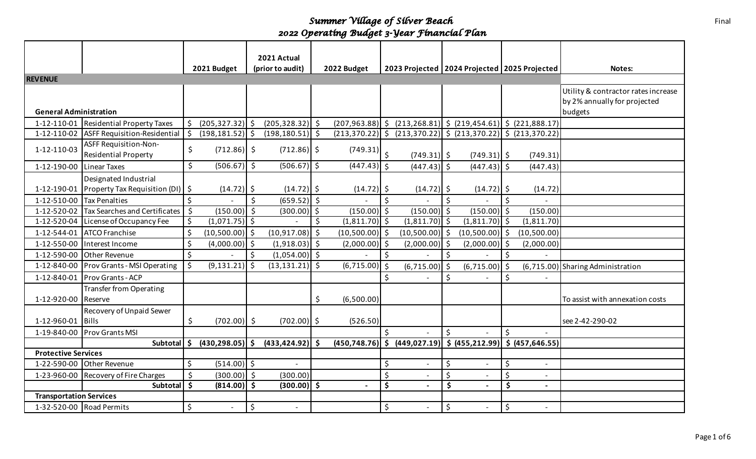# *Summer Village of Silver Beach*

## *2022 Operating Budget 3-Year Financial Plan*

Final

| | | 2021 Budget | 2021 Actual (prior to audit) | 2022 Budget | 2023 Projected | 2024 Projected | 2025 Projected | Notes: |
|---|---|---|---|---|---|---|---|---|
| **REVENUE** | | | | | | | | |
| **General Administration** | | | | | | | | Utility & contractor rates increase by 2% annually for projected budgets |
| 1-12-110-01 | Residential Property Taxes | $ (205,327.32) | $ (205,328.32) | $ (207,963.88) | $ (213,268.81) | $ (219,454.61) | $ (221,888.17) | |
| 1-12-110-02 | ASFF Requisition-Residential | $ (198,181.52) | $ (198,180.51) | $ (213,370.22) | $ (213,370.22) | $ (213,370.22) | $ (213,370.22) | |
| 1-12-110-03 | ASFF Requisition-Non-Residential Property | $ (712.86) | $ (712.86) | $ (749.31) | $ (749.31) | $ (749.31) | $ (749.31) | |
| 1-12-190-00 | Linear Taxes | $ (506.67) | $ (506.67) | $ (447.43) | $ (447.43) | $ (447.43) | $ (447.43) | |
| 1-12-190-01 | Designated Industrial Property Tax Requisition (DI) | $ (14.72) | $ (14.72) | $ (14.72) | $ (14.72) | $ (14.72) | $ (14.72) | |
| 1-12-510-00 | Tax Penalties | $ - | $ (659.52) | $ - | $ - | $ - | $ - | |
| 1-12-520-02 | Tax Searches and Certificates | $ (150.00) | $ (300.00) | $ (150.00) | $ (150.00) | $ (150.00) | $ (150.00) | |
| 1-12-520-04 | License of Occupancy Fee | $ (1,071.75) | $ - | $ (1,811.70) | $ (1,811.70) | $ (1,811.70) | $ (1,811.70) | |
| 1-12-544-01 | ATCO Franchise | $ (10,500.00) | $ (10,917.08) | $ (10,500.00) | $ (10,500.00) | $ (10,500.00) | $ (10,500.00) | |
| 1-12-550-00 | Interest Income | $ (4,000.00) | $ (1,918.03) | $ (2,000.00) | $ (2,000.00) | $ (2,000.00) | $ (2,000.00) | |
| 1-12-590-00 | Other Revenue | $ - | $ (1,054.00) | $ - | $ - | $ - | $ - | |
| 1-12-840-00 | Prov Grants - MSI Operating | $ (9,131.21) | $ (13,131.21) | $ (6,715.00) | $ (6,715.00) | $ (6,715.00) | $ (6,715.00) | Sharing Administration |
| 1-12-840-01 | Prov Grants - ACP | | | | $ - | $ - | $ - | |
| 1-12-920-00 | Transfer from Operating Reserve | | | $ (6,500.00) | | | | To assist with annexation costs |
| 1-12-960-01 | Recovery of Unpaid Sewer Bills | $ (702.00) | $ (702.00) | $ (526.50) | | | | see 2-42-290-02 |
| 1-19-840-00 | Prov Grants MSI | | | | $ - | $ - | $ - | |
| | **Subtotal** | **$ (430,298.05)** | **$ (433,424.92)** | **$ (450,748.76)** | **$ (449,027.19)** | **$ (455,212.99)** | **$ (457,646.55)** | |
| **Protective Services** | | | | | | | | |
| 1-22-590-00 | Other Revenue | $ (514.00) | $ - | | $ - | $ - | $ - | |
| 1-23-960-00 | Recovery of Fire Charges | $ (300.00) | $ (300.00) | | $ - | $ - | $ - | |
| | **Subtotal** | **$ (814.00)** | **$ (300.00)** | **$ -** | **$ -** | **$ -** | **$ -** | |
| **Transportation Services** | | | | | | | | |
| 1-32-520-00 | Road Permits | $ - | $ - | | $ - | $ - | $ - | |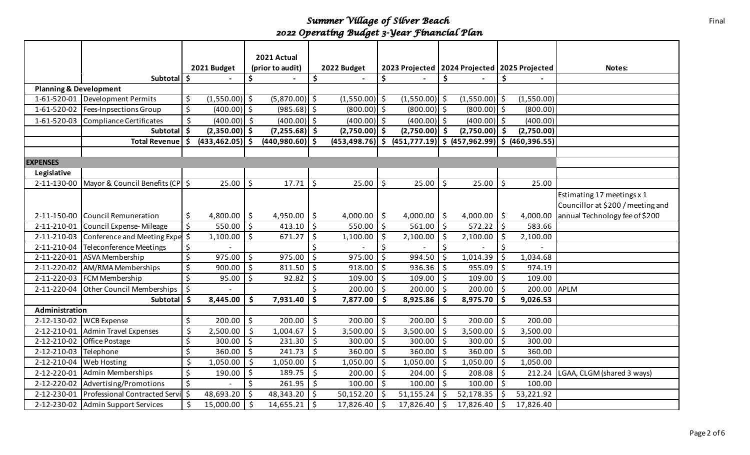# *Summer Village of Silver Beach*

## *2022 Operating Budget 3-Year Financial Plan*

Final

| | | 2021 Budget | 2021 Actual (prior to audit) | 2022 Budget | 2023 Projected | 2024 Projected | 2025 Projected | Notes: |
|---|---|---|---|---|---|---|---|---|
| | **Subtotal** | **$ -** | **$ -** | **$ -** | **$ -** | **$ -** | **$ -** | |
| **Planning & Development** | | | | | | | | |
| 1-61-520-01 | Development Permits | $ (1,550.00) | $ (5,870.00) | $ (1,550.00) | $ (1,550.00) | $ (1,550.00) | $ (1,550.00) | |
| 1-61-520-02 | Fees-Inpsections Group | $ (400.00) | $ (985.68) | $ (800.00) | $ (800.00) | $ (800.00) | $ (800.00) | |
| 1-61-520-03 | Compliance Certificates | $ (400.00) | $ (400.00) | $ (400.00) | $ (400.00) | $ (400.00) | $ (400.00) | |
| | **Subtotal** | **$ (2,350.00)** | **$ (7,255.68)** | **$ (2,750.00)** | **$ (2,750.00)** | **$ (2,750.00)** | **$ (2,750.00)** | |
| | **Total Revenue** | **$ (433,462.05)** | **$ (440,980.60)** | **$ (453,498.76)** | **$ (451,777.19)** | **$ (457,962.99)** | **$ (460,396.55)** | |
| | | | | | | | | |
| **EXPENSES** | | | | | | | | |
| **Legislative** | | | | | | | | |
| 2-11-130-00 | Mayor & Council Benefits (CP | $ 25.00 | $ 17.71 | $ 25.00 | $ 25.00 | $ 25.00 | $ 25.00 | |
| 2-11-150-00 | Council Remuneration | $ 4,800.00 | $ 4,950.00 | $ 4,000.00 | $ 4,000.00 | $ 4,000.00 | $ 4,000.00 | Estimating 17 meetings x 1 Councillor at $200 / meeting and annual Technology fee of $200 |
| 2-11-210-01 | Council Expense- Mileage | $ 550.00 | $ 413.10 | $ 550.00 | $ 561.00 | $ 572.22 | $ 583.66 | |
| 2-11-210-03 | Conference and Meeting Expe | $ 1,100.00 | $ 671.27 | $ 1,100.00 | $ 2,100.00 | $ 2,100.00 | $ 2,100.00 | |
| 2-11-210-04 | Teleconference Meetings | $ - | | $ - | $ - | $ - | $ - | |
| 2-11-220-01 | ASVA Membership | $ 975.00 | $ 975.00 | $ 975.00 | $ 994.50 | $ 1,014.39 | $ 1,034.68 | |
| 2-11-220-02 | AM/RMA Memberships | $ 900.00 | $ 811.50 | $ 918.00 | $ 936.36 | $ 955.09 | $ 974.19 | |
| 2-11-220-03 | FCM Membership | $ 95.00 | $ 92.82 | $ 109.00 | $ 109.00 | $ 109.00 | $ 109.00 | |
| 2-11-220-04 | Other Council Memberships | $ - | | $ 200.00 | $ 200.00 | $ 200.00 | $ 200.00 | APLM |
| | **Subtotal** | **$ 8,445.00** | **$ 7,931.40** | **$ 7,877.00** | **$ 8,925.86** | **$ 8,975.70** | **$ 9,026.53** | |
| **Administration** | | | | | | | | |
| 2-12-130-02 | WCB Expense | $ 200.00 | $ 200.00 | $ 200.00 | $ 200.00 | $ 200.00 | $ 200.00 | |
| 2-12-210-01 | Admin Travel Expenses | $ 2,500.00 | $ 1,004.67 | $ 3,500.00 | $ 3,500.00 | $ 3,500.00 | $ 3,500.00 | |
| 2-12-210-02 | Office Postage | $ 300.00 | $ 231.30 | $ 300.00 | $ 300.00 | $ 300.00 | $ 300.00 | |
| 2-12-210-03 | Telephone | $ 360.00 | $ 241.73 | $ 360.00 | $ 360.00 | $ 360.00 | $ 360.00 | |
| 2-12-210-04 | Web Hosting | $ 1,050.00 | $ 1,050.00 | $ 1,050.00 | $ 1,050.00 | $ 1,050.00 | $ 1,050.00 | |
| 2-12-220-01 | Admin Memberships | $ 190.00 | $ 189.75 | $ 200.00 | $ 204.00 | $ 208.08 | $ 212.24 | LGAA, CLGM (shared 3 ways) |
| 2-12-220-02 | Advertising/Promotions | $ - | $ 261.95 | $ 100.00 | $ 100.00 | $ 100.00 | $ 100.00 | |
| 2-12-230-01 | Professional Contracted Servi | $ 48,693.20 | $ 48,343.20 | $ 50,152.20 | $ 51,155.24 | $ 52,178.35 | $ 53,221.92 | |
| 2-12-230-02 | Admin Support Services | $ 15,000.00 | $ 14,655.21 | $ 17,826.40 | $ 17,826.40 | $ 17,826.40 | $ 17,826.40 | |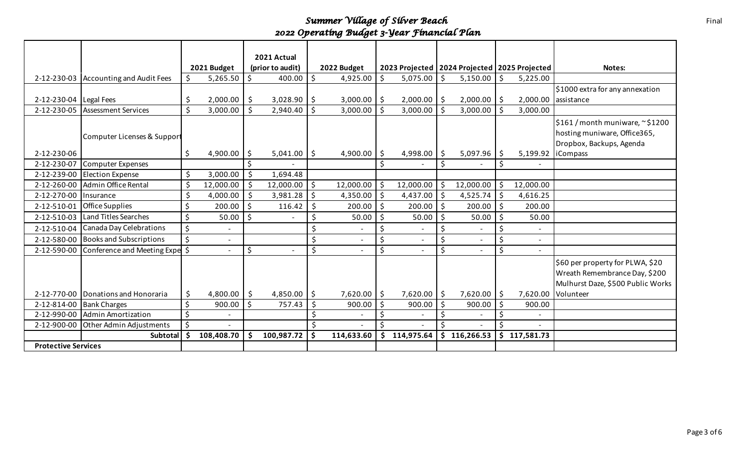# Summer Village of Silver Beach

## 2022 Operating Budget 3-Year Financial Plan

Final

| | | 2021 Budget | 2021 Actual (prior to audit) | 2022 Budget | 2023 Projected | 2024 Projected | 2025 Projected | Notes: |
|---|---|---|---|---|---|---|---|---|
| 2-12-230-03 | Accounting and Audit Fees | $ 5,265.50 | $ 400.00 | $ 4,925.00 | $ 5,075.00 | $ 5,150.00 | $ 5,225.00 | |
| 2-12-230-04 | Legal Fees | $ 2,000.00 | $ 3,028.90 | $ 3,000.00 | $ 2,000.00 | $ 2,000.00 | $ 2,000.00 | $1000 extra for any annexation assistance |
| 2-12-230-05 | Assessment Services | $ 3,000.00 | $ 2,940.40 | $ 3,000.00 | $ 3,000.00 | $ 3,000.00 | $ 3,000.00 | |
| 2-12-230-06 | Computer Licenses & Support | $ 4,900.00 | $ 5,041.00 | $ 4,900.00 | $ 4,998.00 | $ 5,097.96 | $ 5,199.92 | $161 / month muniware, ~$1200 hosting muniware, Office365, Dropbox, Backups, Agenda iCompass |
| 2-12-230-07 | Computer Expenses | | $ - | | $ - | $ - | $ - | |
| 2-12-239-00 | Election Expense | $ 3,000.00 | $ 1,694.48 | | | | | |
| 2-12-260-00 | Admin Office Rental | $ 12,000.00 | $ 12,000.00 | $ 12,000.00 | $ 12,000.00 | $ 12,000.00 | $ 12,000.00 | |
| 2-12-270-00 | Insurance | $ 4,000.00 | $ 3,981.28 | $ 4,350.00 | $ 4,437.00 | $ 4,525.74 | $ 4,616.25 | |
| 2-12-510-01 | Office Supplies | $ 200.00 | $ 116.42 | $ 200.00 | $ 200.00 | $ 200.00 | $ 200.00 | |
| 2-12-510-03 | Land Titles Searches | $ 50.00 | $ - | $ 50.00 | $ 50.00 | $ 50.00 | $ 50.00 | |
| 2-12-510-04 | Canada Day Celebrations | $ - | | $ - | $ - | $ - | $ - | |
| 2-12-580-00 | Books and Subscriptions | $ - | | $ - | $ - | $ - | $ - | |
| 2-12-590-00 | Conference and Meeting Expe | $ - | $ - | $ - | $ - | $ - | $ - | |
| 2-12-770-00 | Donations and Honoraria | $ 4,800.00 | $ 4,850.00 | $ 7,620.00 | $ 7,620.00 | $ 7,620.00 | $ 7,620.00 | $60 per property for PLWA, $20 Wreath Remembrance Day, $200 Mulhurst Daze, $500 Public Works Volunteer |
| 2-12-814-00 | Bank Charges | $ 900.00 | $ 757.43 | $ 900.00 | $ 900.00 | $ 900.00 | $ 900.00 | |
| 2-12-990-00 | Admin Amortization | $ - | | $ - | $ - | $ - | $ - | |
| 2-12-900-00 | Other Admin Adjustments | $ - | | $ - | $ - | $ - | $ - | |
| | **Subtotal** | **$ 108,408.70** | **$ 100,987.72** | **$ 114,633.60** | **$ 114,975.64** | **$ 116,266.53** | **$ 117,581.73** | |
| **Protective Services** | | | | | | | | |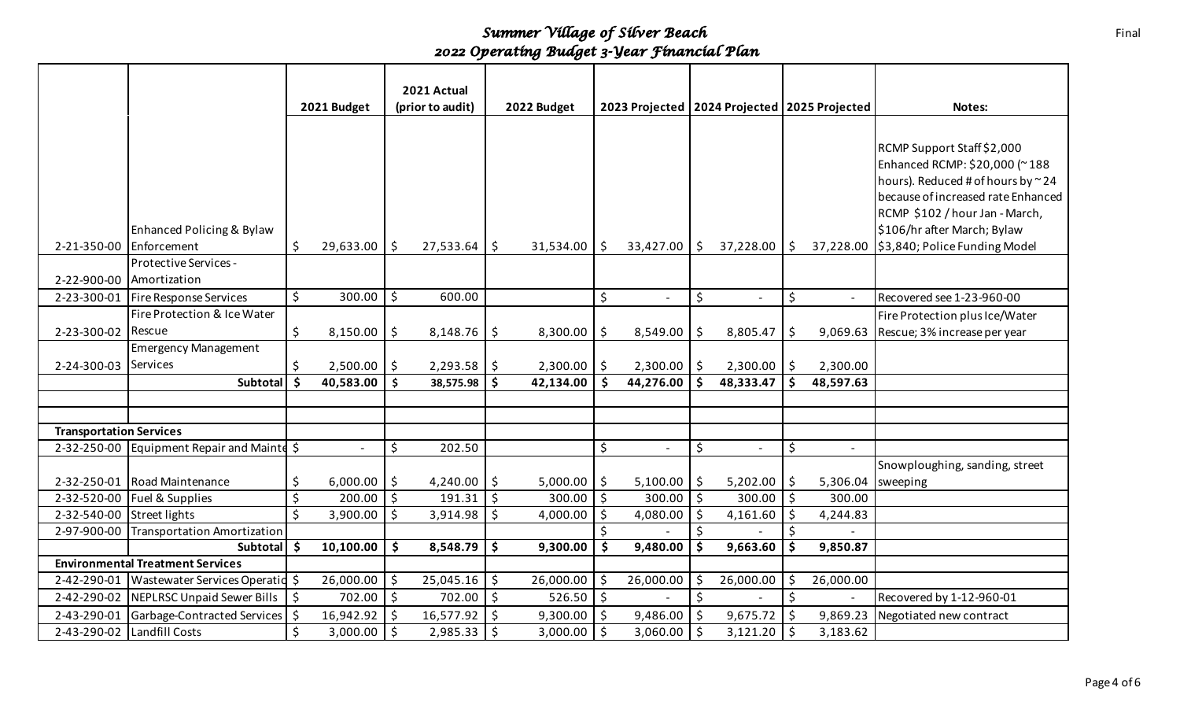# Summer Village of Silver Beach

## 2022 Operating Budget 3-Year Financial Plan

Final

| | | 2021 Budget | 2021 Actual (prior to audit) | 2022 Budget | 2023 Projected | 2024 Projected | 2025 Projected | Notes: |
|---|---|---|---|---|---|---|---|---|
| 2-21-350-00 | Enhanced Policing & Bylaw Enforcement | $ 29,633.00 | $ 27,533.64 | $ 31,534.00 | $ 33,427.00 | $ 37,228.00 | $ 37,228.00 | RCMP Support Staff $2,000 Enhanced RCMP: $20,000 (~188 hours). Reduced # of hours by ~24 because of increased rate Enhanced RCMP $102 / hour Jan - March, $106/hr after March; Bylaw $3,840; Police Funding Model |
| 2-22-900-00 | Protective Services - Amortization | | | | | | | |
| 2-23-300-01 | Fire Response Services | $ 300.00 | $ 600.00 | | $ - | $ - | $ - | Recovered see 1-23-960-00 |
| 2-23-300-02 | Fire Protection & Ice Water Rescue | $ 8,150.00 | $ 8,148.76 | $ 8,300.00 | $ 8,549.00 | $ 8,805.47 | $ 9,069.63 | Fire Protection plus Ice/Water Rescue; 3% increase per year |
| 2-24-300-03 | Emergency Management Services | $ 2,500.00 | $ 2,293.58 | $ 2,300.00 | $ 2,300.00 | $ 2,300.00 | $ 2,300.00 | |
| | **Subtotal** | **$ 40,583.00** | **$ 38,575.98** | **$ 42,134.00** | **$ 44,276.00** | **$ 48,333.47** | **$ 48,597.63** | |
| | | | | | | | | |
| | | | | | | | | |
| **Transportation Services** | | | | | | | | |
| 2-32-250-00 | Equipment Repair and Mainte | $ - | $ 202.50 | | $ - | $ - | $ - | |
| 2-32-250-01 | Road Maintenance | $ 6,000.00 | $ 4,240.00 | $ 5,000.00 | $ 5,100.00 | $ 5,202.00 | $ 5,306.04 | Snowploughing, sanding, street sweeping |
| 2-32-520-00 | Fuel & Supplies | $ 200.00 | $ 191.31 | $ 300.00 | $ 300.00 | $ 300.00 | $ 300.00 | |
| 2-32-540-00 | Street lights | $ 3,900.00 | $ 3,914.98 | $ 4,000.00 | $ 4,080.00 | $ 4,161.60 | $ 4,244.83 | |
| 2-97-900-00 | Transportation Amortization | | | | $ - | $ - | $ - | |
| | **Subtotal** | **$ 10,100.00** | **$ 8,548.79** | **$ 9,300.00** | **$ 9,480.00** | **$ 9,663.60** | **$ 9,850.87** | |
| **Environmental Treatment Services** | | | | | | | | |
| 2-42-290-01 | Wastewater Services Operatio | $ 26,000.00 | $ 25,045.16 | $ 26,000.00 | $ 26,000.00 | $ 26,000.00 | $ 26,000.00 | |
| 2-42-290-02 | NEPLRSC Unpaid Sewer Bills | $ 702.00 | $ 702.00 | $ 526.50 | $ - | $ - | $ - | Recovered by 1-12-960-01 |
| 2-43-290-01 | Garbage-Contracted Services | $ 16,942.92 | $ 16,577.92 | $ 9,300.00 | $ 9,486.00 | $ 9,675.72 | $ 9,869.23 | Negotiated new contract |
| 2-43-290-02 | Landfill Costs | $ 3,000.00 | $ 2,985.33 | $ 3,000.00 | $ 3,060.00 | $ 3,121.20 | $ 3,183.62 | |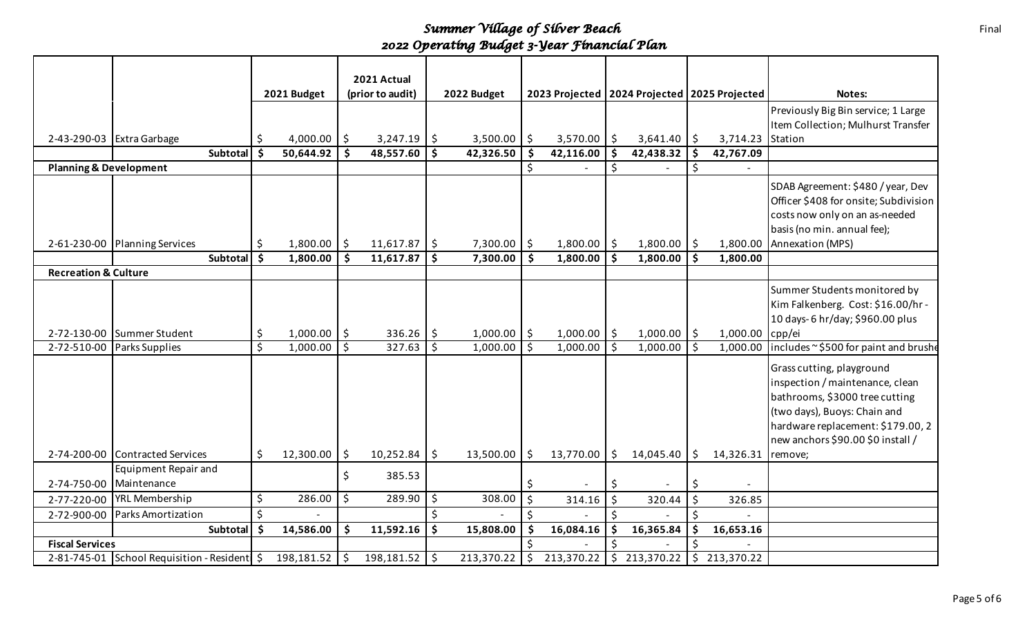# *Summer Village of Silver Beach*
## *2022 Operating Budget 3-Year Financial Plan*

Final

| | | 2021 Budget | 2021 Actual (prior to audit) | 2022 Budget | 2023 Projected | 2024 Projected | 2025 Projected | Notes: |
|---|---|---|---|---|---|---|---|---|
| 2-43-290-03 | Extra Garbage | $ 4,000.00 | $ 3,247.19 | $ 3,500.00 | $ 3,570.00 | $ 3,641.40 | $ 3,714.23 | Previously Big Bin service; 1 Large Item Collection; Mulhurst Transfer Station |
| | **Subtotal** | **$ 50,644.92** | **$ 48,557.60** | **$ 42,326.50** | **$ 42,116.00** | **$ 42,438.32** | **$ 42,767.09** | |
| **Planning & Development** | | | | | $ - | $ - | $ - | |
| 2-61-230-00 | Planning Services | $ 1,800.00 | $ 11,617.87 | $ 7,300.00 | $ 1,800.00 | $ 1,800.00 | $ 1,800.00 | SDAB Agreement: $480 / year, Dev Officer $408 for onsite; Subdivision costs now only on an as-needed basis (no min. annual fee); Annexation (MPS) |
| | **Subtotal** | **$ 1,800.00** | **$ 11,617.87** | **$ 7,300.00** | **$ 1,800.00** | **$ 1,800.00** | **$ 1,800.00** | |
| **Recreation & Culture** | | | | | | | | |
| 2-72-130-00 | Summer Student | $ 1,000.00 | $ 336.26 | $ 1,000.00 | $ 1,000.00 | $ 1,000.00 | $ 1,000.00 | Summer Students monitored by Kim Falkenberg. Cost: $16.00/hr - 10 days- 6 hr/day; $960.00 plus cpp/ei |
| 2-72-510-00 | Parks Supplies | $ 1,000.00 | $ 327.63 | $ 1,000.00 | $ 1,000.00 | $ 1,000.00 | $ 1,000.00 | includes ~$500 for paint and brushe |
| 2-74-200-00 | Contracted Services | $ 12,300.00 | $ 10,252.84 | $ 13,500.00 | $ 13,770.00 | $ 14,045.40 | $ 14,326.31 | Grass cutting, playground inspection / maintenance, clean bathrooms, $3000 tree cutting (two days), Buoys: Chain and hardware replacement: $179.00, 2 new anchors $90.00 $0 install / remove; |
| 2-74-750-00 | Equipment Repair and Maintenance | | $ 385.53 | | $ - | $ - | $ - | |
| 2-77-220-00 | YRL Membership | $ 286.00 | $ 289.90 | $ 308.00 | $ 314.16 | $ 320.44 | $ 326.85 | |
| 2-72-900-00 | Parks Amortization | $ - | | $ - | $ - | $ - | $ - | |
| | **Subtotal** | **$ 14,586.00** | **$ 11,592.16** | **$ 15,808.00** | **$ 16,084.16** | **$ 16,365.84** | **$ 16,653.16** | |
| **Fiscal Services** | | | | | $ - | $ - | $ - | |
| 2-81-745-01 | School Requisition - Resident | $ 198,181.52 | $ 198,181.52 | $ 213,370.22 | $ 213,370.22 | $ 213,370.22 | $ 213,370.22 | |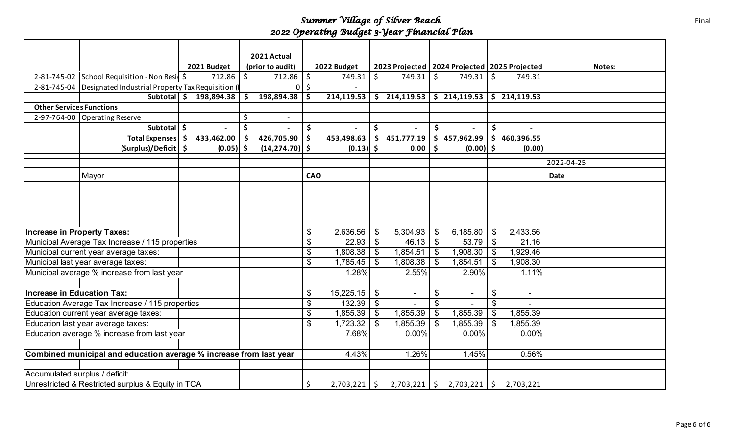# *Summer Village of Silver Beach*
## *2022 Operating Budget 3-Year Financial Plan*

|  |  | 2021 Budget | 2021 Actual (prior to audit) | 2022 Budget | 2023 Projected | 2024 Projected | 2025 Projected | Notes: |
|---|---|---|---|---|---|---|---|---|
| 2-81-745-02 | School Requisition - Non Resi | $ 712.86 | $ 712.86 | $ 749.31 | $ 749.31 | $ 749.31 | $ 749.31 |  |
| 2-81-745-04 | Designated Industrial Property Tax Requisition ( |  | 0 | $ - |  |  |  |  |
|  | **Subtotal** | **$ 198,894.38** | **$ 198,894.38** | **$ 214,119.53** | **$ 214,119.53** | **$ 214,119.53** | **$ 214,119.53** |  |
| **Other Services Functions** |  |  |  |  |  |  |  |  |
| 2-97-764-00 | Operating Reserve |  | $ - |  |  |  |  |  |
|  | **Subtotal** | **$ -** | **$ -** | **$ -** | **$ -** | **$ -** | **$ -** |  |
|  | **Total Expenses** | **$ 433,462.00** | **$ 426,705.90** | **$ 453,498.63** | **$ 451,777.19** | **$ 457,962.99** | **$ 460,396.55** |  |
|  | **(Surplus)/Deficit** | **$ (0.05)** | **$ (14,274.70)** | **$ (0.13)** | **$ 0.00** | **$ (0.00)** | **$ (0.00)** |  |
|  |  |  |  |  |  |  |  | 2022-04-25 |
|  | Mayor |  |  | **CAO** |  |  |  | **Date** |
| **Increase in Property Taxes:** |  |  |  | $ 2,636.56 | $ 5,304.93 | $ 6,185.80 | $ 2,433.56 |  |
| Municipal Average Tax Increase / 115 properties |  |  |  | $ 22.93 | $ 46.13 | $ 53.79 | $ 21.16 |  |
| Municipal current year average taxes: |  |  |  | $ 1,808.38 | $ 1,854.51 | $ 1,908.30 | $ 1,929.46 |  |
| Municipal last year average taxes: |  |  |  | $ 1,785.45 | $ 1,808.38 | $ 1,854.51 | $ 1,908.30 |  |
| Municipal average % increase from last year |  |  |  | 1.28% | 2.55% | 2.90% | 1.11% |  |
| **Increase in Education Tax:** |  |  |  | $ 15,225.15 | $ - | $ - | $ - |  |
| Education Average Tax Increase / 115 properties |  |  |  | $ 132.39 | $ - | $ - | $ - |  |
| Education current year average taxes: |  |  |  | $ 1,855.39 | $ 1,855.39 | $ 1,855.39 | $ 1,855.39 |  |
| Education last year average taxes: |  |  |  | $ 1,723.32 | $ 1,855.39 | $ 1,855.39 | $ 1,855.39 |  |
| Education average % increase from last year |  |  |  | 7.68% | 0.00% | 0.00% | 0.00% |  |
| **Combined municipal and education average % increase from last year** |  |  |  | 4.43% | 1.26% | 1.45% | 0.56% |  |
| Accumulated surplus / deficit: |  |  |  |  |  |  |  |  |
| Unrestricted & Restricted surplus & Equity in TCA |  |  |  | $ 2,703,221 | $ 2,703,221 | $ 2,703,221 | $ 2,703,221 |  |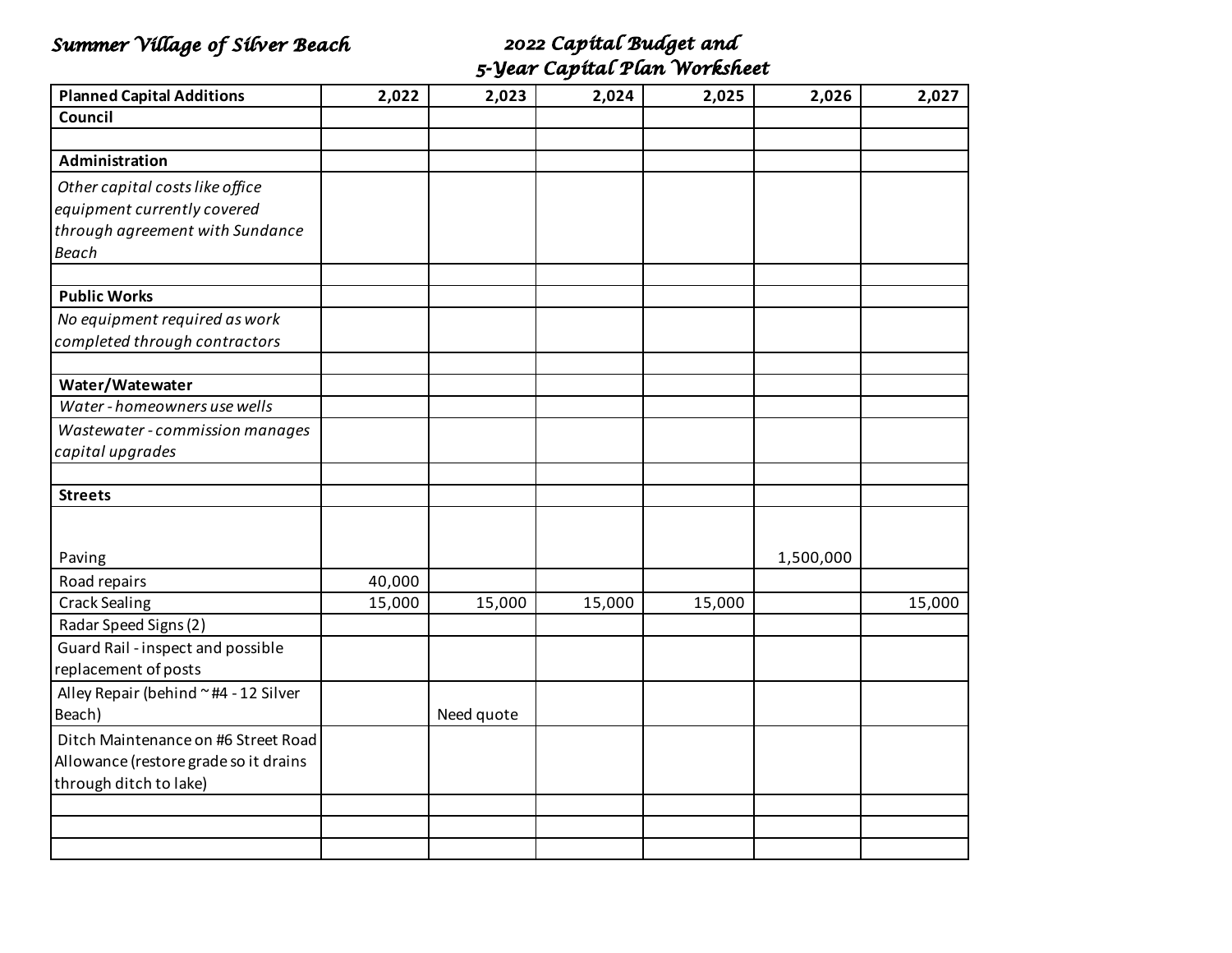**Summer Village of Silver Beach**

## 2022 Capital Budget and 5-Year Capital Plan Worksheet

| Planned Capital Additions | 2,022 | 2,023 | 2,024 | 2,025 | 2,026 | 2,027 |
|---|---|---|---|---|---|---|
| **Council** | | | | | | |
| | | | | | | |
| **Administration** | | | | | | |
| *Other capital costs like office equipment currently covered through agreement with Sundance Beach* | | | | | | |
| | | | | | | |
| **Public Works** | | | | | | |
| *No equipment required as work completed through contractors* | | | | | | |
| | | | | | | |
| **Water/Watewater** | | | | | | |
| *Water - homeowners use wells* | | | | | | |
| *Wastewater - commission manages capital upgrades* | | | | | | |
| | | | | | | |
| **Streets** | | | | | | |
| Paving | | | | | 1,500,000 | |
| Road repairs | 40,000 | | | | | |
| Crack Sealing | 15,000 | 15,000 | 15,000 | 15,000 | | 15,000 |
| Radar Speed Signs (2) | | | | | | |
| Guard Rail - inspect and possible replacement of posts | | | | | | |
| Alley Repair (behind ~#4 - 12 Silver Beach) | | Need quote | | | | |
| Ditch Maintenance on #6 Street Road Allowance (restore grade so it drains through ditch to lake) | | | | | | |
| | | | | | | |
| | | | | | | |
| | | | | | | |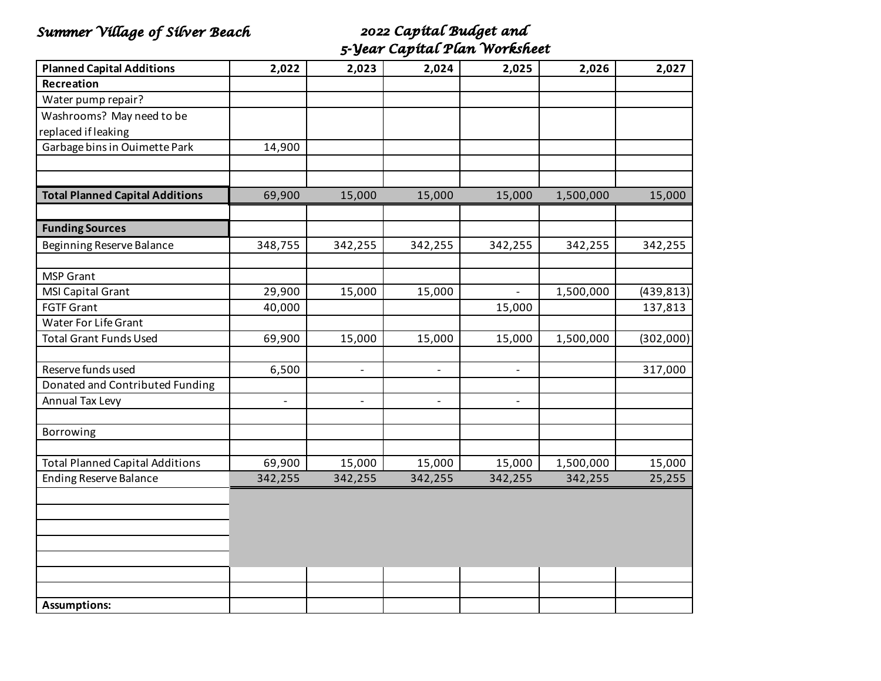*Summer Village of Silver Beach*

*2022 Capital Budget and 5-Year Capital Plan Worksheet*

| Planned Capital Additions | 2,022 | 2,023 | 2,024 | 2,025 | 2,026 | 2,027 |
|---|---|---|---|---|---|---|
| **Recreation** | | | | | | |
| Water pump repair? | | | | | | |
| Washrooms? May need to be replaced if leaking | | | | | | |
| Garbage bins in Ouimette Park | 14,900 | | | | | |
| | | | | | | |
| | | | | | | |
| **Total Planned Capital Additions** | 69,900 | 15,000 | 15,000 | 15,000 | 1,500,000 | 15,000 |
| | | | | | | |
| **Funding Sources** | | | | | | |
| Beginning Reserve Balance | 348,755 | 342,255 | 342,255 | 342,255 | 342,255 | 342,255 |
| | | | | | | |
| MSP Grant | | | | | | |
| MSI Capital Grant | 29,900 | 15,000 | 15,000 | - | 1,500,000 | (439,813) |
| FGTF Grant | 40,000 | | | 15,000 | | 137,813 |
| Water For Life Grant | | | | | | |
| Total Grant Funds Used | 69,900 | 15,000 | 15,000 | 15,000 | 1,500,000 | (302,000) |
| | | | | | | |
| Reserve funds used | 6,500 | - | - | - | | 317,000 |
| Donated and Contributed Funding | | | | | | |
| Annual Tax Levy | - | - | - | - | | |
| | | | | | | |
| Borrowing | | | | | | |
| | | | | | | |
| Total Planned Capital Additions | 69,900 | 15,000 | 15,000 | 15,000 | 1,500,000 | 15,000 |
| Ending Reserve Balance | 342,255 | 342,255 | 342,255 | 342,255 | 342,255 | 25,255 |
| | | | | | | |
| | | | | | | |
| | | | | | | |
| | | | | | | |
| | | | | | | |
| | | | | | | |
| | | | | | | |
| **Assumptions:** | | | | | | |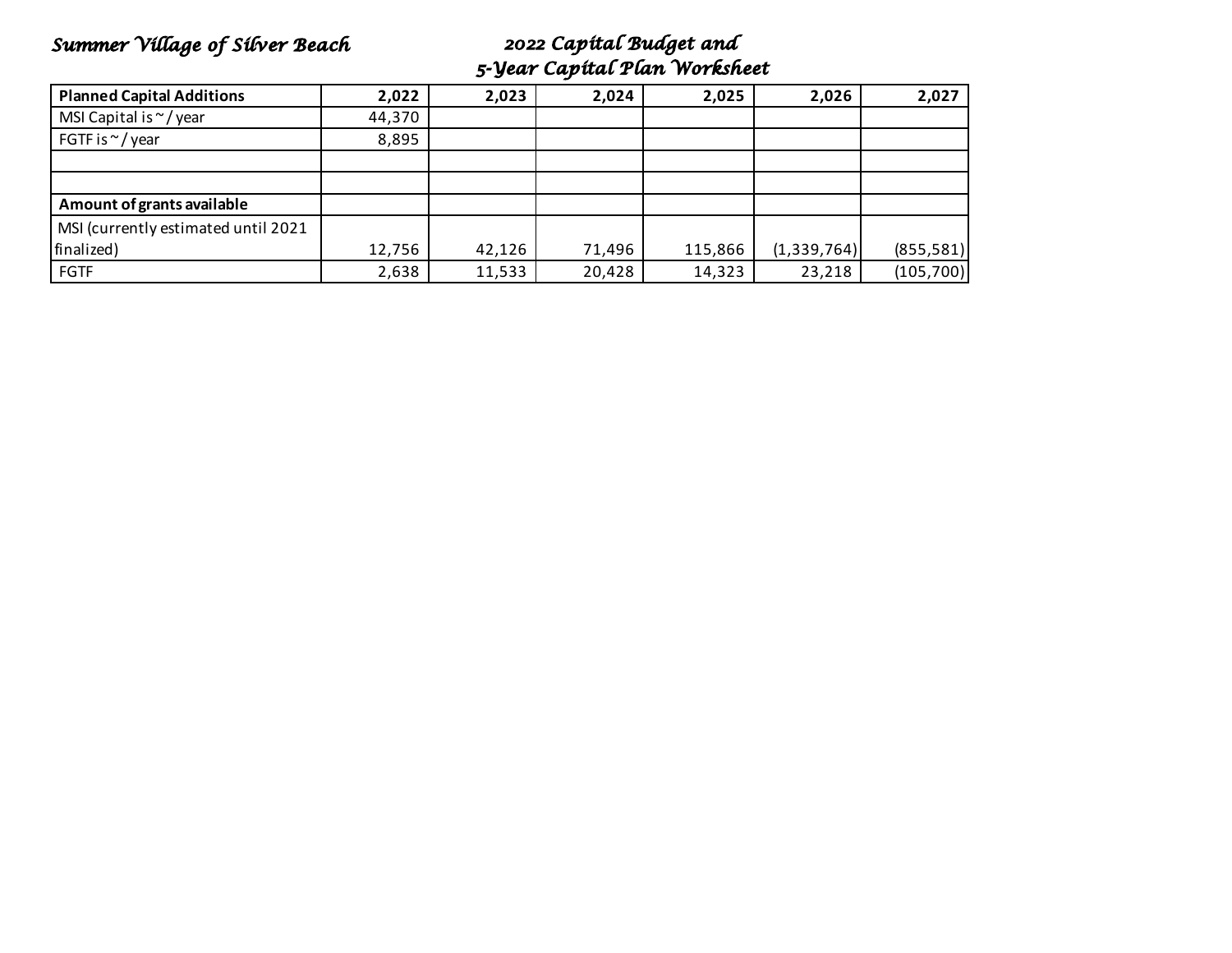Summer Village of Silver Beach

2022 Capital Budget and
5-Year Capital Plan Worksheet

| Planned Capital Additions | 2,022 | 2,023 | 2,024 | 2,025 | 2,026 | 2,027 |
|---|---|---|---|---|---|---|
| MSI Capital is ~ / year | 44,370 | | | | | |
| FGTF is ~ / year | 8,895 | | | | | |
| | | | | | | |
| | | | | | | |
| **Amount of grants available** | | | | | | |
| MSI (currently estimated until 2021 finalized) | 12,756 | 42,126 | 71,496 | 115,866 | (1,339,764) | (855,581) |
| FGTF | 2,638 | 11,533 | 20,428 | 14,323 | 23,218 | (105,700) |